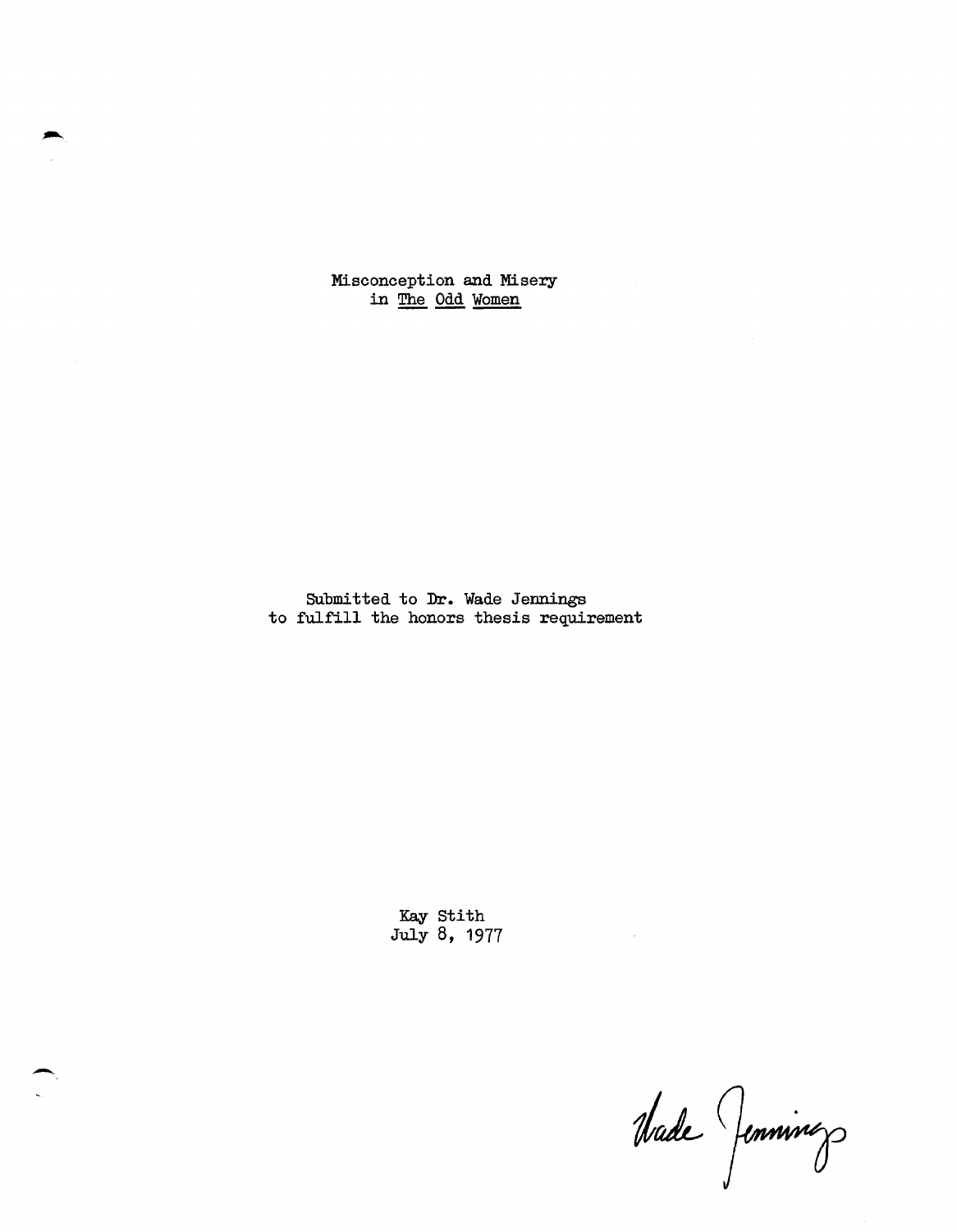# Misconception and Misery in *The Odd Women*

Submitted to Dr. Wade Jennings
to fulfill the honors thesis requirement

Kay Stith
July 8, 1977

Wade Jennings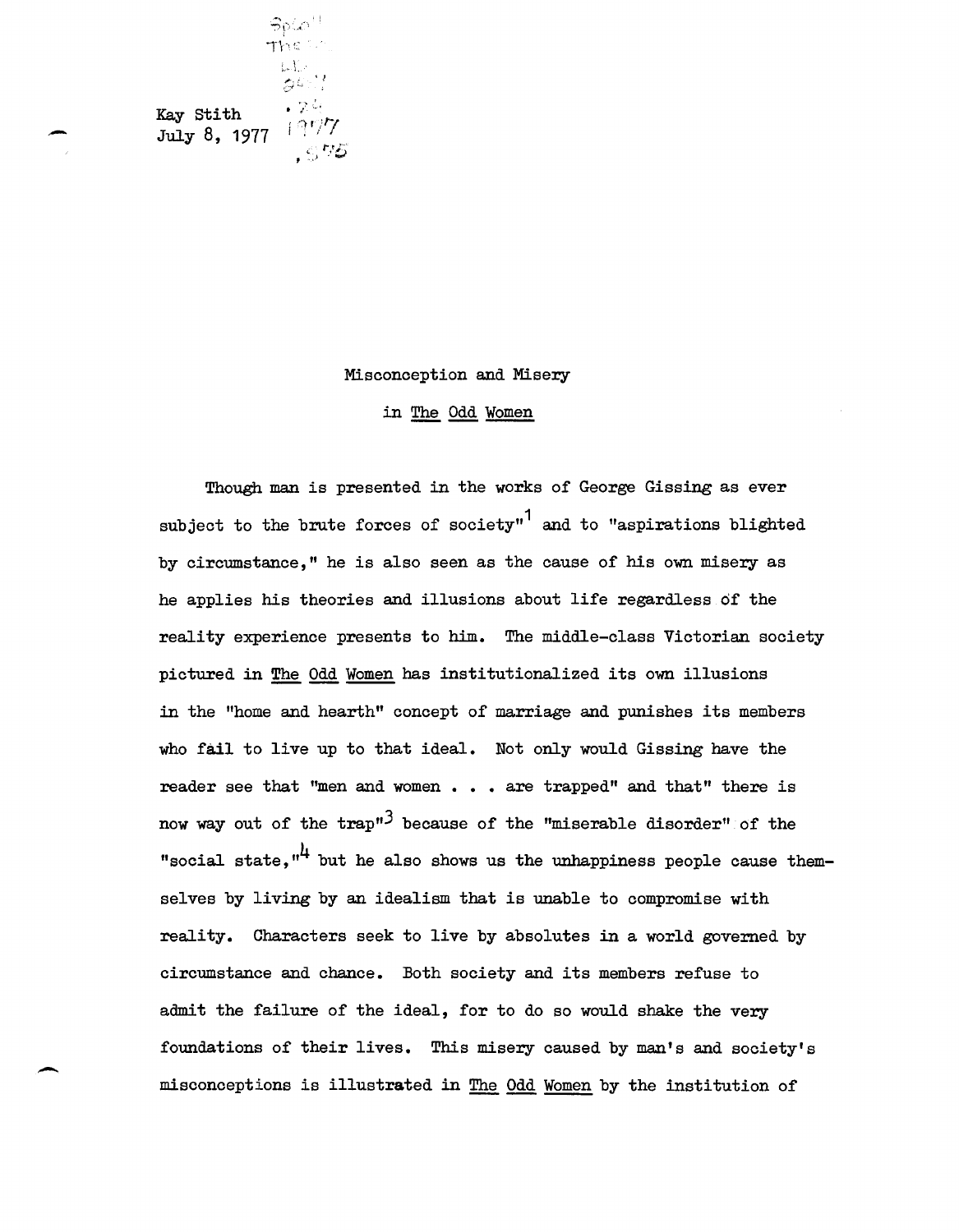Kay Stith
July 8, 1977

# Misconception and Misery

## in The Odd Women

Though man is presented in the works of George Gissing as ever subject to the brute forces of society"[1] and to "aspirations blighted by circumstance," he is also seen as the cause of his own misery as he applies his theories and illusions about life regardless of the reality experience presents to him. The middle-class Victorian society pictured in The Odd Women has institutionalized its own illusions in the "home and hearth" concept of marriage and punishes its members who fail to live up to that ideal. Not only would Gissing have the reader see that "men and women . . . are trapped" and that" there is now way out of the trap"[3] because of the "miserable disorder" of the "social state,"[4] but he also shows us the unhappiness people cause themselves by living by an idealism that is unable to compromise with reality. Characters seek to live by absolutes in a world governed by circumstance and chance. Both society and its members refuse to admit the failure of the ideal, for to do so would shake the very foundations of their lives. This misery caused by man's and society's misconceptions is illustrated in The Odd Women by the institution of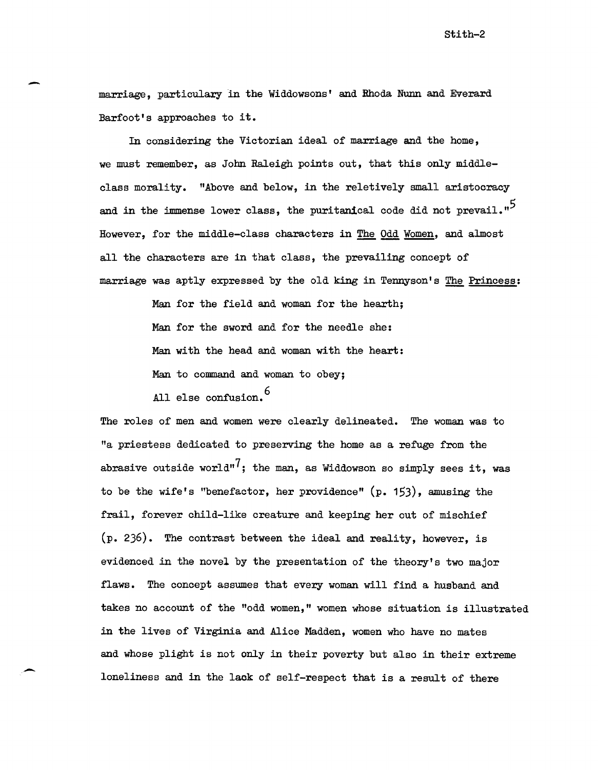marriage, particulary in the Widdowsons' and Rhoda Nunn and Everard Barfoot's approaches to it.

In considering the Victorian ideal of marriage and the home, we must remember, as John Raleigh points out, that this only middle-class morality. "Above and below, in the reletively small aristocracy and in the immense lower class, the puritanical code did not prevail."[5] However, for the middle-class characters in The Odd Women, and almost all the characters are in that class, the prevailing concept of marriage was aptly expressed by the old king in Tennyson's The Princess:

> Man for the field and woman for the hearth;
> Man for the sword and for the needle she:
> Man with the head and woman with the heart:
> Man to command and woman to obey;
> All else confusion.[6]

The roles of men and women were clearly delineated. The woman was to "a priestess dedicated to preserving the home as a refuge from the abrasive outside world"[7]; the man, as Widdowson so simply sees it, was to be the wife's "benefactor, her providence" (p. 153), amusing the frail, forever child-like creature and keeping her out of mischief (p. 236). The contrast between the ideal and reality, however, is evidenced in the novel by the presentation of the theory's two major flaws. The concept assumes that every woman will find a husband and takes no account of the "odd women," women whose situation is illustrated in the lives of Virginia and Alice Madden, women who have no mates and whose plight is not only in their poverty but also in their extreme loneliness and in the lack of self-respect that is a result of there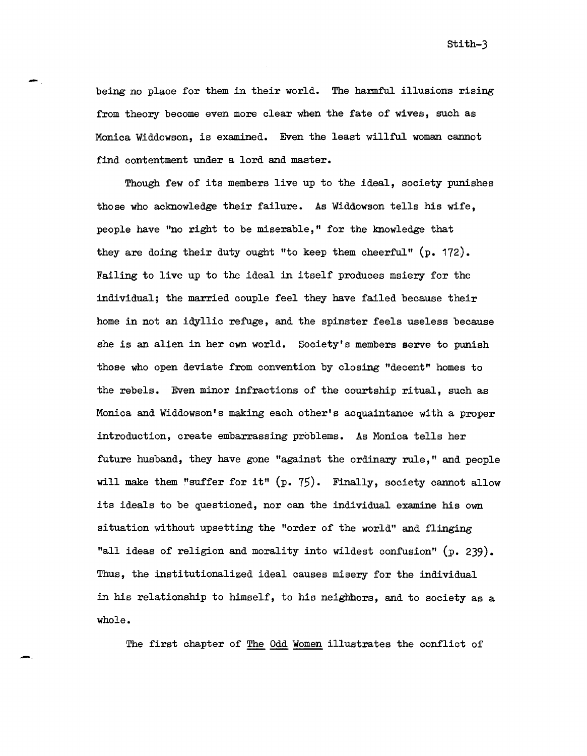being no place for them in their world. The harmful illusions rising from theory become even more clear when the fate of wives, such as Monica Widdowson, is examined. Even the least willful woman cannot find contentment under a lord and master.

Though few of its members live up to the ideal, society punishes those who acknowledge their failure. As Widdowson tells his wife, people have "no right to be miserable," for the knowledge that they are doing their duty ought "to keep them cheerful" (p. 172). Failing to live up to the ideal in itself produces msiery for the individual; the married couple feel they have failed because their home in not an idyllic refuge, and the spinster feels useless because she is an alien in her own world. Society's members serve to punish those who open deviate from convention by closing "decent" homes to the rebels. Even minor infractions of the courtship ritual, such as Monica and Widdowson's making each other's acquaintance with a proper introduction, create embarrassing problems. As Monica tells her future husband, they have gone "against the ordinary rule," and people will make them "suffer for it" (p. 75). Finally, society cannot allow its ideals to be questioned, nor can the individual examine his own situation without upsetting the "order of the world" and flinging "all ideas of religion and morality into wildest confusion" (p. 239). Thus, the institutionalized ideal causes misery for the individual in his relationship to himself, to his neighbors, and to society as a whole.

The first chapter of <u>The Odd Women</u> illustrates the conflict of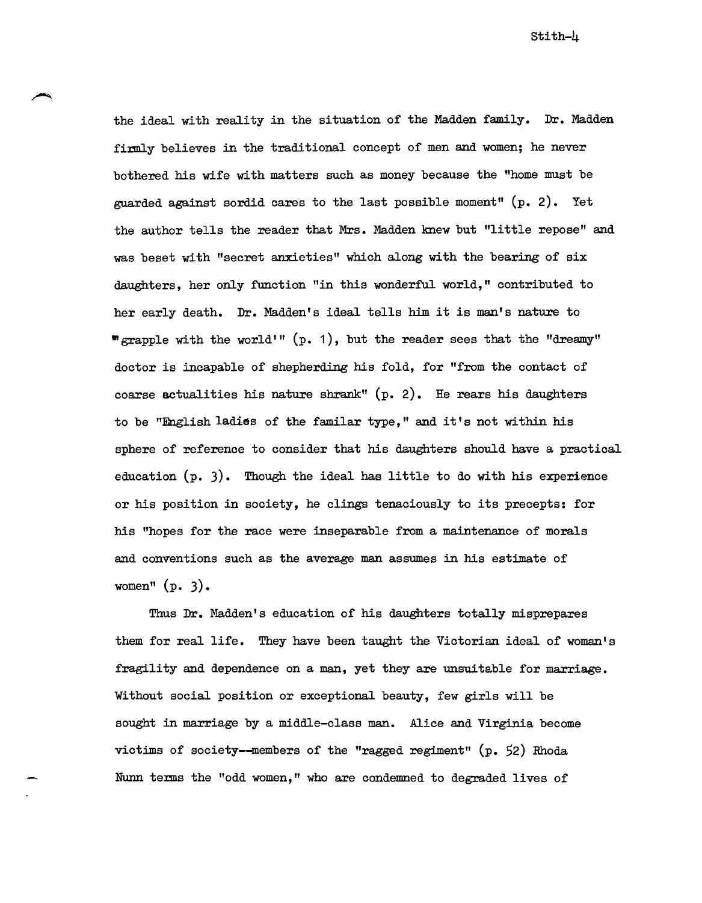the ideal with reality in the situation of the Madden family. Dr. Madden firmly believes in the traditional concept of men and women; he never bothered his wife with matters such as money because the "home must be guarded against sordid cares to the last possible moment" (p. 2). Yet the author tells the reader that Mrs. Madden knew but "little repose" and was beset with "secret anxieties" which along with the bearing of six daughters, her only function "in this wonderful world," contributed to her early death. Dr. Madden's ideal tells him it is man's nature to "grapple with the world'" (p. 1), but the reader sees that the "dreamy" doctor is incapable of shepherding his fold, for "from the contact of coarse actualities his nature shrank" (p. 2). He rears his daughters to be "English ladies of the familar type," and it's not within his sphere of reference to consider that his daughters should have a practical education (p. 3). Though the ideal has little to do with his experience or his position in society, he clings tenaciously to its precepts: for his "hopes for the race were inseparable from a maintenance of morals and conventions such as the average man assumes in his estimate of women" (p. 3).

Thus Dr. Madden's education of his daughters totally misprepares them for real life. They have been taught the Victorian ideal of woman's fragility and dependence on a man, yet they are unsuitable for marriage. Without social position or exceptional beauty, few girls will be sought in marriage by a middle-class man. Alice and Virginia become victims of society--members of the "ragged regiment" (p. 52) Rhoda Nunn terms the "odd women," who are condemned to degraded lives of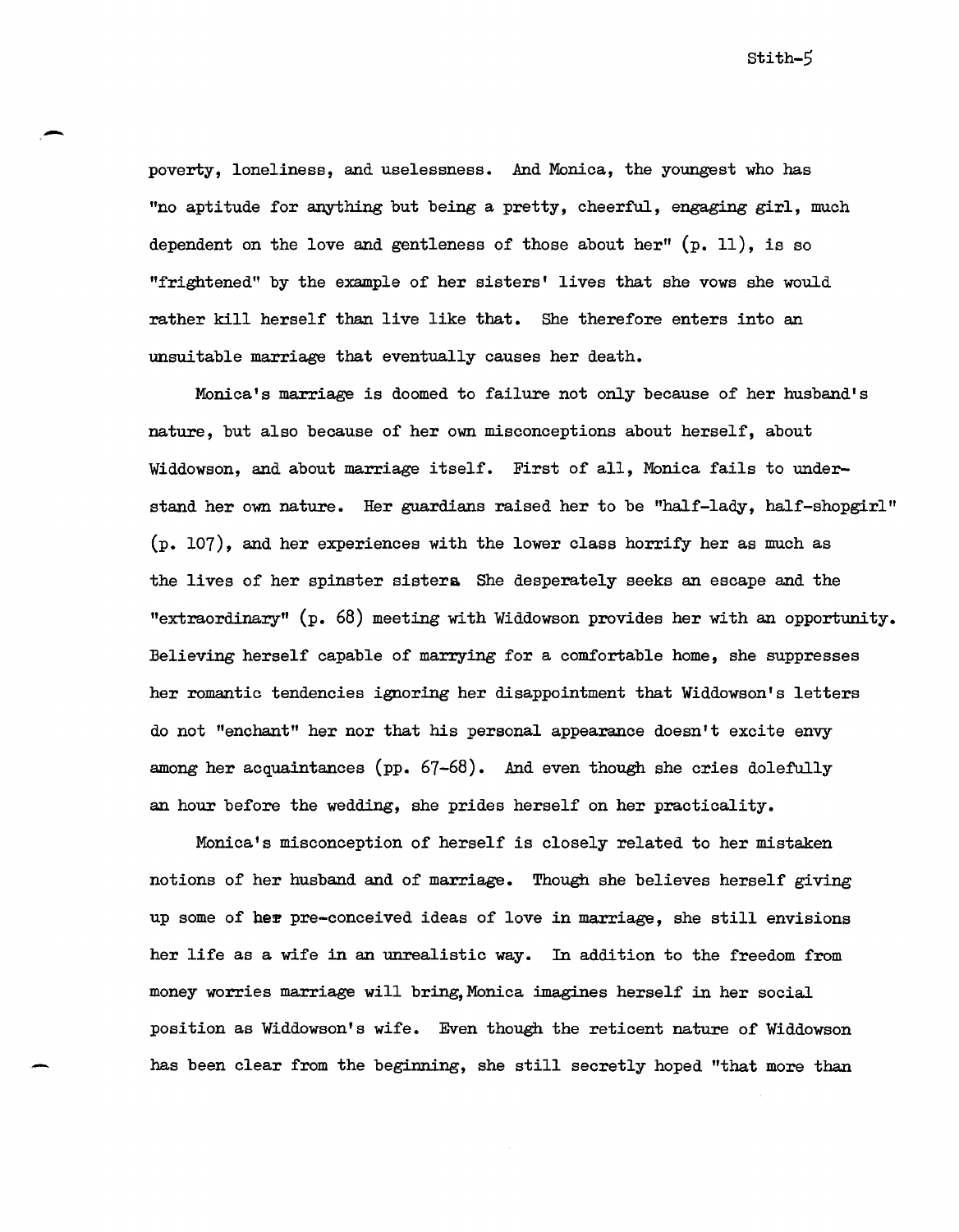poverty, loneliness, and uselessness. And Monica, the youngest who has "no aptitude for anything but being a pretty, cheerful, engaging girl, much dependent on the love and gentleness of those about her" (p. 11), is so "frightened" by the example of her sisters' lives that she vows she would rather kill herself than live like that. She therefore enters into an unsuitable marriage that eventually causes her death.

Monica's marriage is doomed to failure not only because of her husband's nature, but also because of her own misconceptions about herself, about Widdowson, and about marriage itself. First of all, Monica fails to understand her own nature. Her guardians raised her to be "half-lady, half-shopgirl" (p. 107), and her experiences with the lower class horrify her as much as the lives of her spinster sisters. She desperately seeks an escape and the "extraordinary" (p. 68) meeting with Widdowson provides her with an opportunity. Believing herself capable of marrying for a comfortable home, she suppresses her romantic tendencies ignoring her disappointment that Widdowson's letters do not "enchant" her nor that his personal appearance doesn't excite envy among her acquaintances (pp. 67-68). And even though she cries dolefully an hour before the wedding, she prides herself on her practicality.

Monica's misconception of herself is closely related to her mistaken notions of her husband and of marriage. Though she believes herself giving up some of her pre-conceived ideas of love in marriage, she still envisions her life as a wife in an unrealistic way. In addition to the freedom from money worries marriage will bring, Monica imagines herself in her social position as Widdowson's wife. Even though the reticent nature of Widdowson has been clear from the beginning, she still secretly hoped "that more than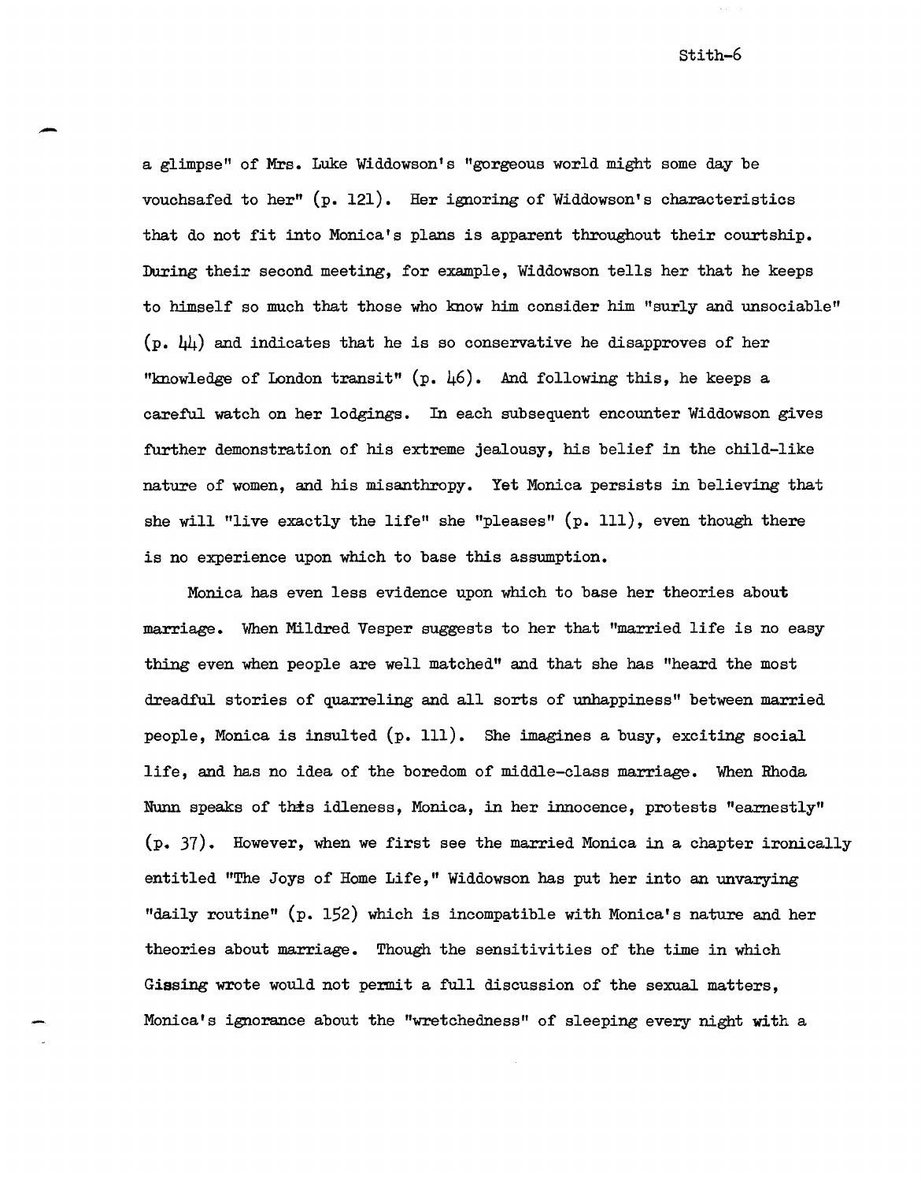a glimpse" of Mrs. Luke Widdowson's "gorgeous world might some day be vouchsafed to her" (p. 121). Her ignoring of Widdowson's characteristics that do not fit into Monica's plans is apparent throughout their courtship. During their second meeting, for example, Widdowson tells her that he keeps to himself so much that those who know him consider him "surly and unsociable" (p. 44) and indicates that he is so conservative he disapproves of her "knowledge of London transit" (p. 46). And following this, he keeps a careful watch on her lodgings. In each subsequent encounter Widdowson gives further demonstration of his extreme jealousy, his belief in the child-like nature of women, and his misanthropy. Yet Monica persists in believing that she will "live exactly the life" she "pleases" (p. 111), even though there is no experience upon which to base this assumption.

Monica has even less evidence upon which to base her theories about marriage. When Mildred Vesper suggests to her that "married life is no easy thing even when people are well matched" and that she has "heard the most dreadful stories of quarreling and all sorts of unhappiness" between married people, Monica is insulted (p. 111). She imagines a busy, exciting social life, and has no idea of the boredom of middle-class marriage. When Rhoda Nunn speaks of this idleness, Monica, in her innocence, protests "earnestly" (p. 37). However, when we first see the married Monica in a chapter ironically entitled "The Joys of Home Life," Widdowson has put her into an unvarying "daily routine" (p. 152) which is incompatible with Monica's nature and her theories about marriage. Though the sensitivities of the time in which Gissing wrote would not permit a full discussion of the sexual matters, Monica's ignorance about the "wretchedness" of sleeping every night with a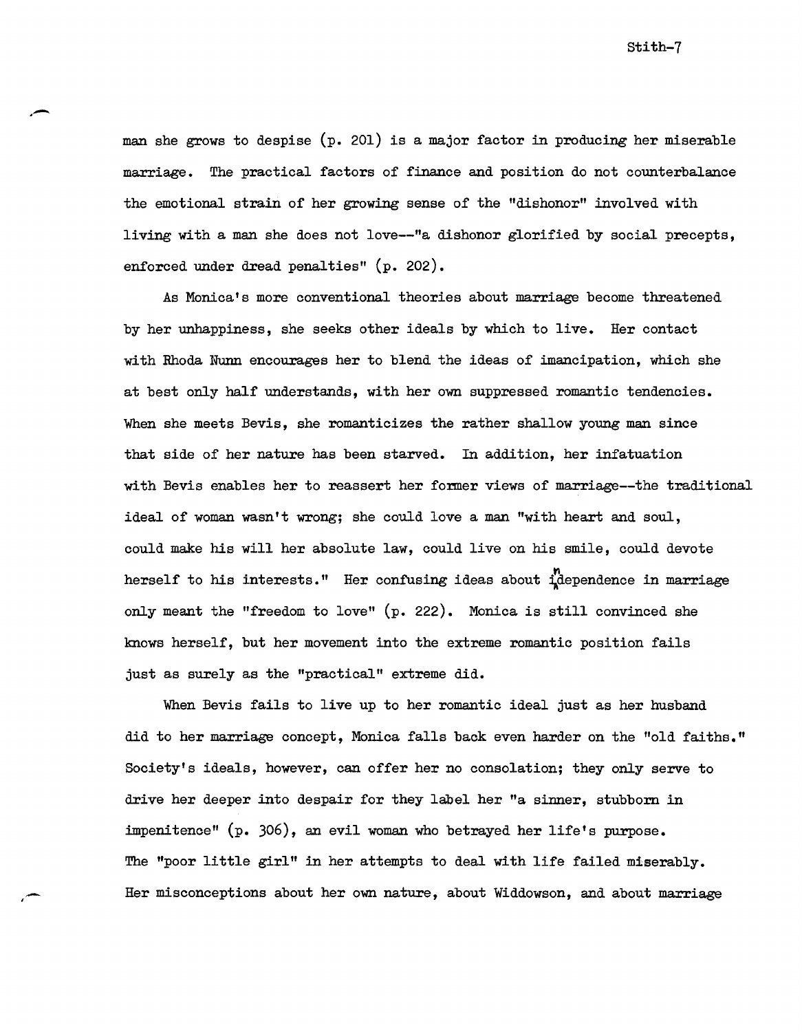man she grows to despise (p. 201) is a major factor in producing her miserable marriage. The practical factors of finance and position do not counterbalance the emotional strain of her growing sense of the "dishonor" involved with living with a man she does not love--"a dishonor glorified by social precepts, enforced under dread penalties" (p. 202).

As Monica's more conventional theories about marriage become threatened by her unhappiness, she seeks other ideals by which to live. Her contact with Rhoda Nunn encourages her to blend the ideas of imancipation, which she at best only half understands, with her own suppressed romantic tendencies. When she meets Bevis, she romanticizes the rather shallow young man since that side of her nature has been starved. In addition, her infatuation with Bevis enables her to reassert her former views of marriage--the traditional ideal of woman wasn't wrong; she could love a man "with heart and soul, could make his will her absolute law, could live on his smile, could devote herself to his interests." Her confusing ideas about independence in marriage only meant the "freedom to love" (p. 222). Monica is still convinced she knows herself, but her movement into the extreme romantic position fails just as surely as the "practical" extreme did.

When Bevis fails to live up to her romantic ideal just as her husband did to her marriage concept, Monica falls back even harder on the "old faiths." Society's ideals, however, can offer her no consolation; they only serve to drive her deeper into despair for they label her "a sinner, stubborn in impenitence" (p. 306), an evil woman who betrayed her life's purpose. The "poor little girl" in her attempts to deal with life failed miserably. Her misconceptions about her own nature, about Widdowson, and about marriage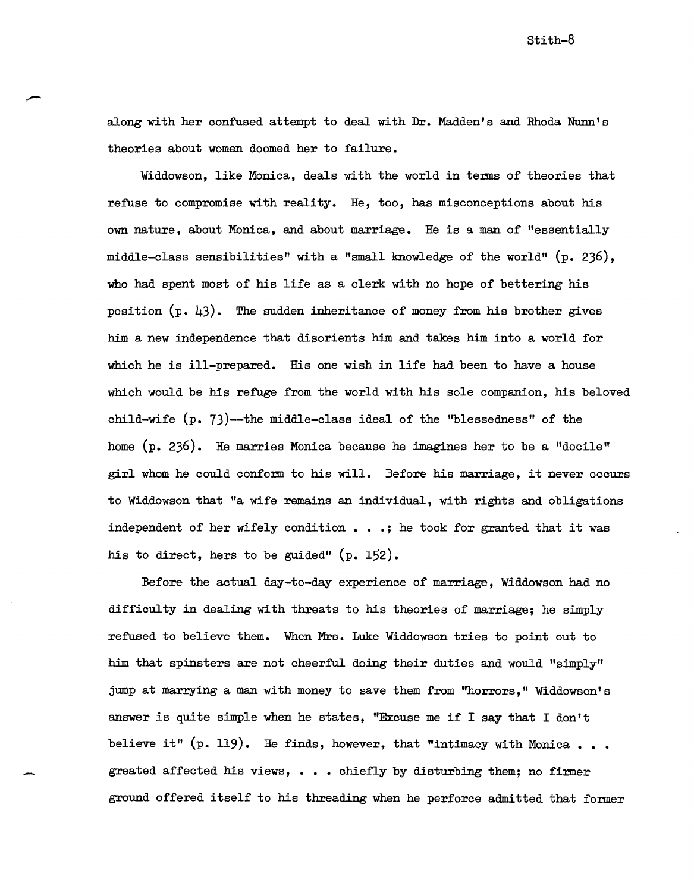along with her confused attempt to deal with Dr. Madden's and Rhoda Nunn's theories about women doomed her to failure.

Widdowson, like Monica, deals with the world in terms of theories that refuse to compromise with reality. He, too, has misconceptions about his own nature, about Monica, and about marriage. He is a man of "essentially middle-class sensibilities" with a "small knowledge of the world" (p. 236), who had spent most of his life as a clerk with no hope of bettering his position (p. 43). The sudden inheritance of money from his brother gives him a new independence that disorients him and takes him into a world for which he is ill-prepared. His one wish in life had been to have a house which would be his refuge from the world with his sole companion, his beloved child-wife (p. 73)--the middle-class ideal of the "blessedness" of the home (p. 236). He marries Monica because he imagines her to be a "docile" girl whom he could conform to his will. Before his marriage, it never occurs to Widdowson that "a wife remains an individual, with rights and obligations independent of her wifely condition . . .; he took for granted that it was his to direct, hers to be guided" (p. 152).

Before the actual day-to-day experience of marriage, Widdowson had no difficulty in dealing with threats to his theories of marriage; he simply refused to believe them. When Mrs. Luke Widdowson tries to point out to him that spinsters are not cheerful doing their duties and would "simply" jump at marrying a man with money to save them from "horrors," Widdowson's answer is quite simple when he states, "Excuse me if I say that I don't believe it" (p. 119). He finds, however, that "intimacy with Monica . . . greated affected his views, . . . chiefly by disturbing them; no firmer ground offered itself to his threading when he perforce admitted that former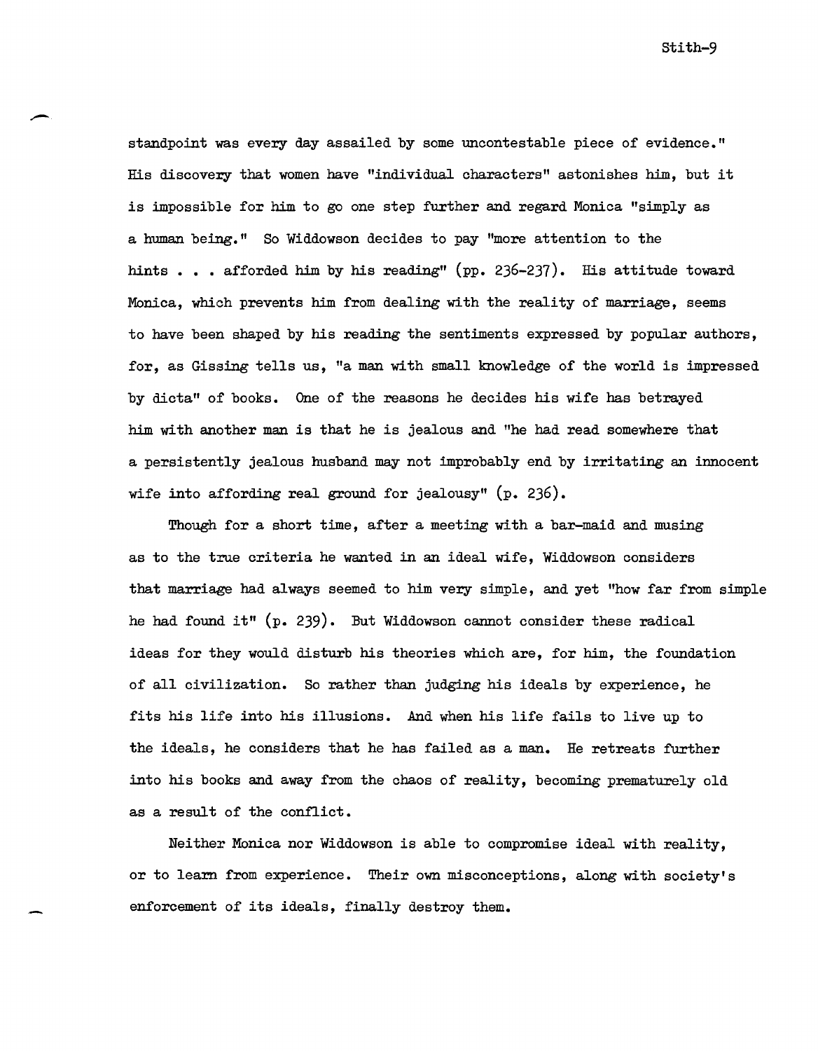standpoint was every day assailed by some uncontestable piece of evidence." His discovery that women have "individual characters" astonishes him, but it is impossible for him to go one step further and regard Monica "simply as a human being." So Widdowson decides to pay "more attention to the hints . . . afforded him by his reading" (pp. 236-237). His attitude toward Monica, which prevents him from dealing with the reality of marriage, seems to have been shaped by his reading the sentiments expressed by popular authors, for, as Gissing tells us, "a man with small knowledge of the world is impressed by dicta" of books. One of the reasons he decides his wife has betrayed him with another man is that he is jealous and "he had read somewhere that a persistently jealous husband may not improbably end by irritating an innocent wife into affording real ground for jealousy" (p. 236).

Though for a short time, after a meeting with a bar-maid and musing as to the true criteria he wanted in an ideal wife, Widdowson considers that marriage had always seemed to him very simple, and yet "how far from simple he had found it" (p. 239). But Widdowson cannot consider these radical ideas for they would disturb his theories which are, for him, the foundation of all civilization. So rather than judging his ideals by experience, he fits his life into his illusions. And when his life fails to live up to the ideals, he considers that he has failed as a man. He retreats further into his books and away from the chaos of reality, becoming prematurely old as a result of the conflict.

Neither Monica nor Widdowson is able to compromise ideal with reality, or to learn from experience. Their own misconceptions, along with society's enforcement of its ideals, finally destroy them.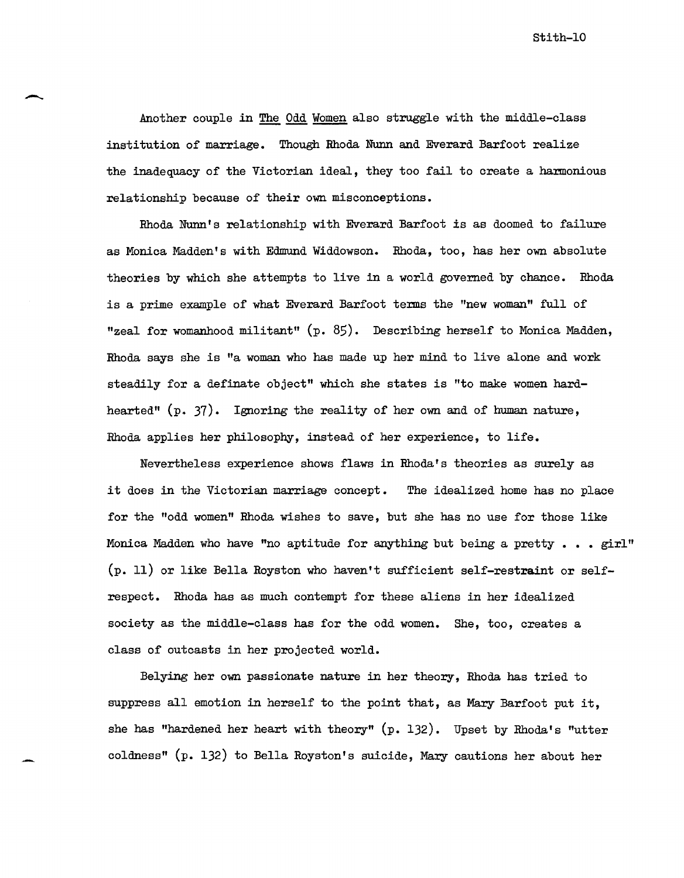Another couple in The Odd Women also struggle with the middle-class institution of marriage. Though Rhoda Nunn and Everard Barfoot realize the inadequacy of the Victorian ideal, they too fail to create a harmonious relationship because of their own misconceptions.

Rhoda Nunn's relationship with Everard Barfoot is as doomed to failure as Monica Madden's with Edmund Widdowson. Rhoda, too, has her own absolute theories by which she attempts to live in a world governed by chance. Rhoda is a prime example of what Everard Barfoot terms the "new woman" full of "zeal for womanhood militant" (p. 85). Describing herself to Monica Madden, Rhoda says she is "a woman who has made up her mind to live alone and work steadily for a definate object" which she states is "to make women hard-hearted" (p. 37). Ignoring the reality of her own and of human nature, Rhoda applies her philosophy, instead of her experience, to life.

Nevertheless experience shows flaws in Rhoda's theories as surely as it does in the Victorian marriage concept. The idealized home has no place for the "odd women" Rhoda wishes to save, but she has no use for those like Monica Madden who have "no aptitude for anything but being a pretty . . . girl" (p. 11) or like Bella Royston who haven't sufficient self-restraint or self-respect. Rhoda has as much contempt for these aliens in her idealized society as the middle-class has for the odd women. She, too, creates a class of outcasts in her projected world.

Belying her own passionate nature in her theory, Rhoda has tried to suppress all emotion in herself to the point that, as Mary Barfoot put it, she has "hardened her heart with theory" (p. 132). Upset by Rhoda's "utter coldness" (p. 132) to Bella Royston's suicide, Mary cautions her about her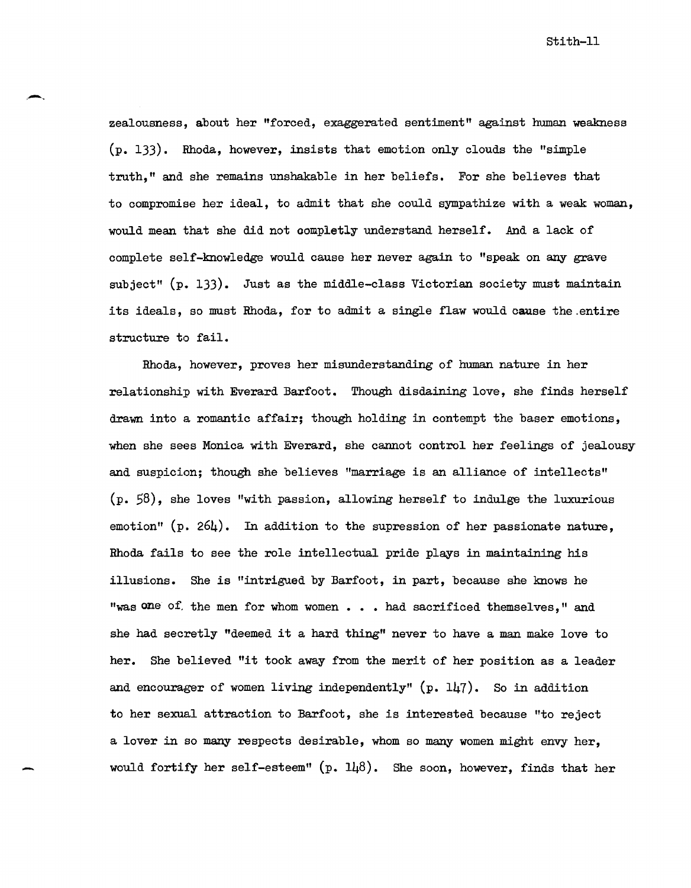zealousness, about her "forced, exaggerated sentiment" against human weakness (p. 133). Rhoda, however, insists that emotion only clouds the "simple truth," and she remains unshakable in her beliefs. For she believes that to compromise her ideal, to admit that she could sympathize with a weak woman, would mean that she did not completly understand herself. And a lack of complete self-knowledge would cause her never again to "speak on any grave subject" (p. 133). Just as the middle-class Victorian society must maintain its ideals, so must Rhoda, for to admit a single flaw would cause the entire structure to fail.

Rhoda, however, proves her misunderstanding of human nature in her relationship with Everard Barfoot. Though disdaining love, she finds herself drawn into a romantic affair; though holding in contempt the baser emotions, when she sees Monica with Everard, she cannot control her feelings of jealousy and suspicion; though she believes "marriage is an alliance of intellects" (p. 58), she loves "with passion, allowing herself to indulge the luxurious emotion" (p. 264). In addition to the supression of her passionate nature, Rhoda fails to see the role intellectual pride plays in maintaining his illusions. She is "intrigued by Barfoot, in part, because she knows he "was one of the men for whom women . . . had sacrificed themselves," and she had secretly "deemed it a hard thing" never to have a man make love to her. She believed "it took away from the merit of her position as a leader and encourager of women living independently" (p. 147). So in addition to her sexual attraction to Barfoot, she is interested because "to reject a lover in so many respects desirable, whom so many women might envy her, would fortify her self-esteem" (p. 148). She soon, however, finds that her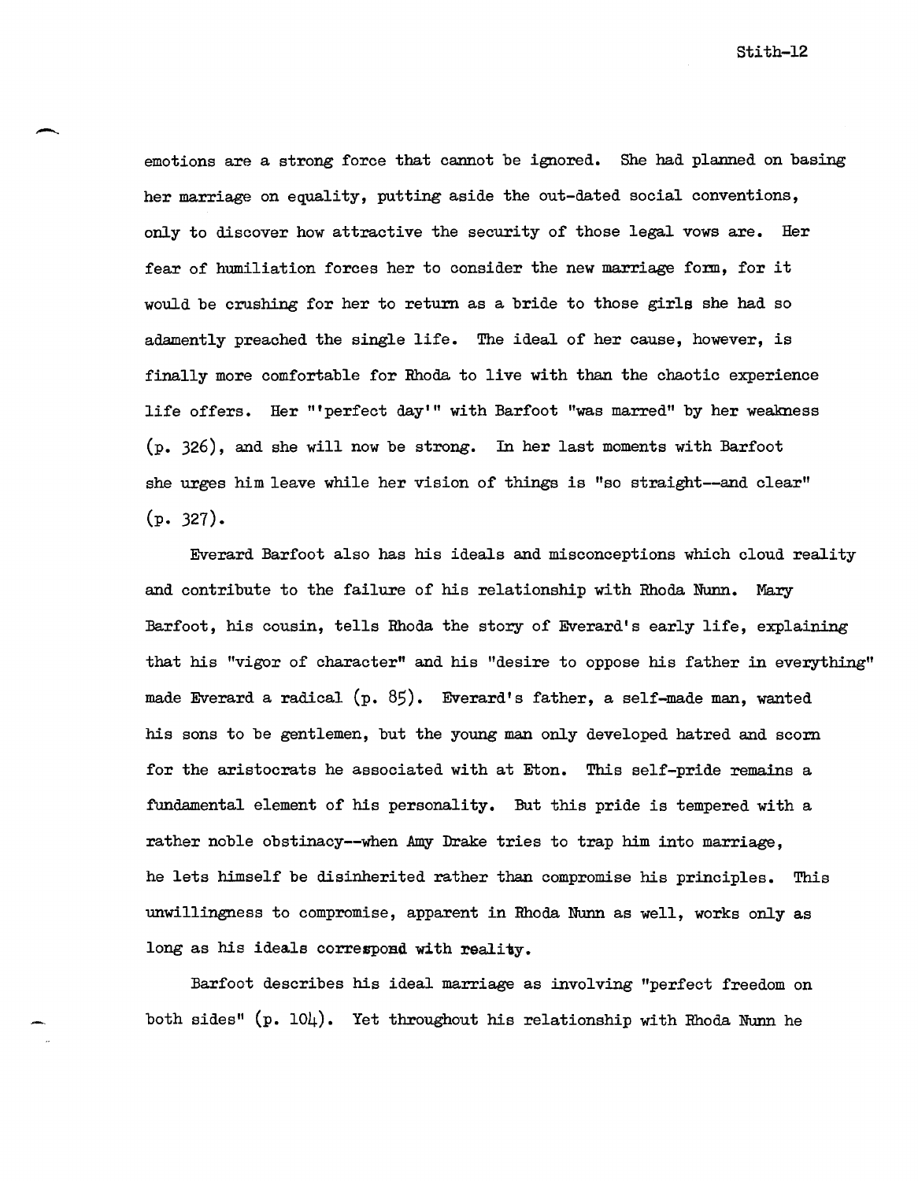emotions are a strong force that cannot be ignored. She had planned on basing her marriage on equality, putting aside the out-dated social conventions, only to discover how attractive the security of those legal vows are. Her fear of humiliation forces her to consider the new marriage form, for it would be crushing for her to return as a bride to those girls she had so adamently preached the single life. The ideal of her cause, however, is finally more comfortable for Rhoda to live with than the chaotic experience life offers. Her "'perfect day'" with Barfoot "was marred" by her weakness (p. 326), and she will now be strong. In her last moments with Barfoot she urges him leave while her vision of things is "so straight--and clear" (p. 327).

Everard Barfoot also has his ideals and misconceptions which cloud reality and contribute to the failure of his relationship with Rhoda Nunn. Mary Barfoot, his cousin, tells Rhoda the story of Everard's early life, explaining that his "vigor of character" and his "desire to oppose his father in everything" made Everard a radical (p. 85). Everard's father, a self-made man, wanted his sons to be gentlemen, but the young man only developed hatred and scorn for the aristocrats he associated with at Eton. This self-pride remains a fundamental element of his personality. But this pride is tempered with a rather noble obstinacy--when Amy Drake tries to trap him into marriage, he lets himself be disinherited rather than compromise his principles. This unwillingness to compromise, apparent in Rhoda Nunn as well, works only as long as his ideals correspond with reality.

Barfoot describes his ideal marriage as involving "perfect freedom on both sides" (p. 104). Yet throughout his relationship with Rhoda Nunn he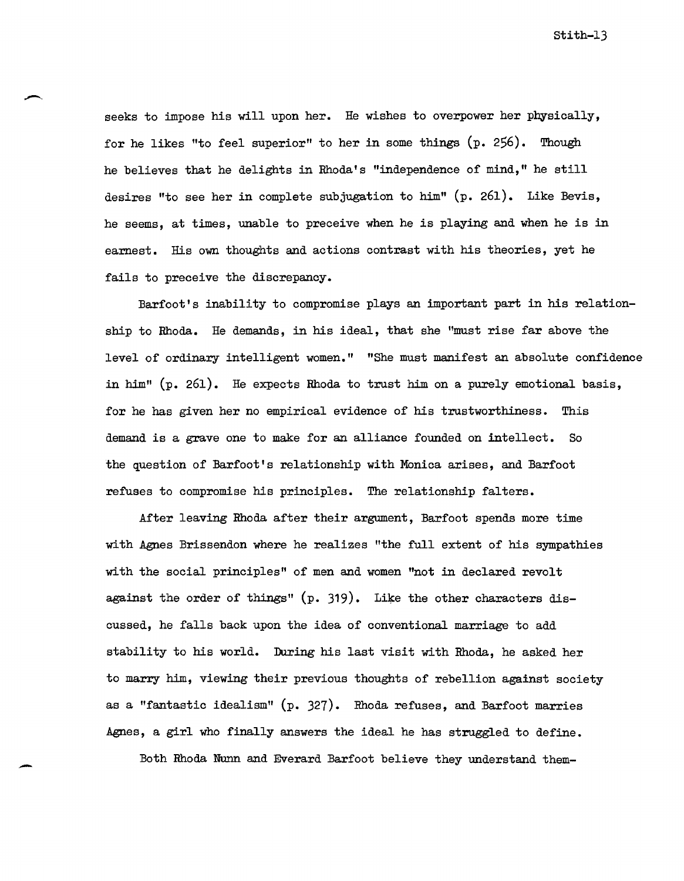seeks to impose his will upon her. He wishes to overpower her physically, for he likes "to feel superior" to her in some things (p. 256). Though he believes that he delights in Rhoda's "independence of mind," he still desires "to see her in complete subjugation to him" (p. 261). Like Bevis, he seems, at times, unable to preceive when he is playing and when he is in earnest. His own thoughts and actions contrast with his theories, yet he fails to preceive the discrepancy.

Barfoot's inability to compromise plays an important part in his relationship to Rhoda. He demands, in his ideal, that she "must rise far above the level of ordinary intelligent women." "She must manifest an absolute confidence in him" (p. 261). He expects Rhoda to trust him on a purely emotional basis, for he has given her no empirical evidence of his trustworthiness. This demand is a grave one to make for an alliance founded on intellect. So the question of Barfoot's relationship with Monica arises, and Barfoot refuses to compromise his principles. The relationship falters.

After leaving Rhoda after their argument, Barfoot spends more time with Agnes Brissendon where he realizes "the full extent of his sympathies with the social principles" of men and women "not in declared revolt against the order of things" (p. 319). Like the other characters discussed, he falls back upon the idea of conventional marriage to add stability to his world. During his last visit with Rhoda, he asked her to marry him, viewing their previous thoughts of rebellion against society as a "fantastic idealism" (p. 327). Rhoda refuses, and Barfoot marries Agnes, a girl who finally answers the ideal he has struggled to define.

Both Rhoda Nunn and Everard Barfoot believe they understand them-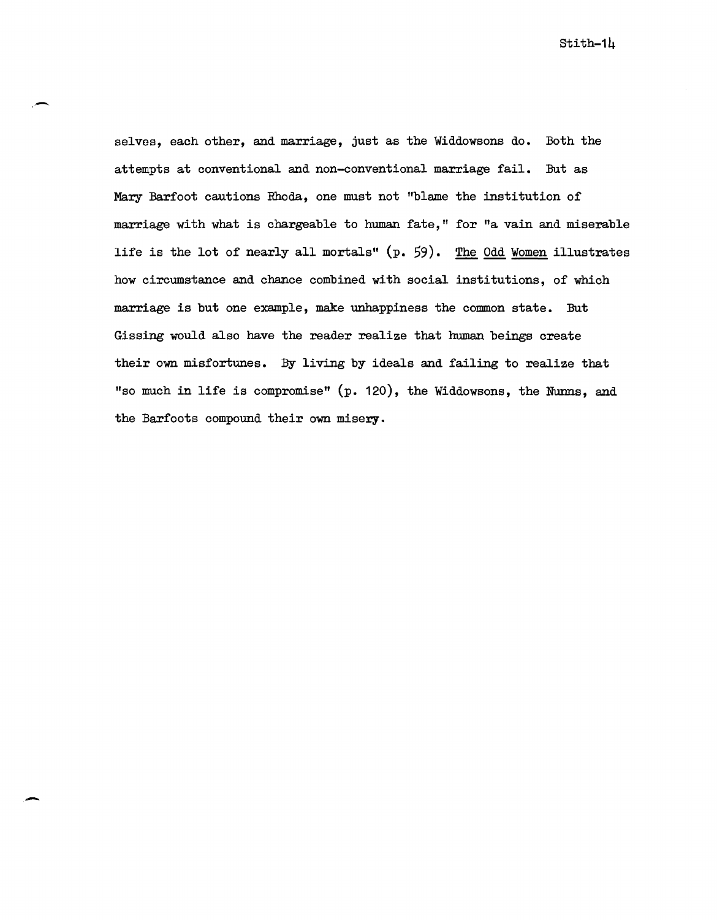selves, each other, and marriage, just as the Widdowsons do. Both the attempts at conventional and non-conventional marriage fail. But as Mary Barfoot cautions Rhoda, one must not "blame the institution of marriage with what is chargeable to human fate," for "a vain and miserable life is the lot of nearly all mortals" (p. 59). The Odd Women illustrates how circumstance and chance combined with social institutions, of which marriage is but one example, make unhappiness the common state. But Gissing would also have the reader realize that human beings create their own misfortunes. By living by ideals and failing to realize that "so much in life is compromise" (p. 120), the Widdowsons, the Nunns, and the Barfoots compound their own misery.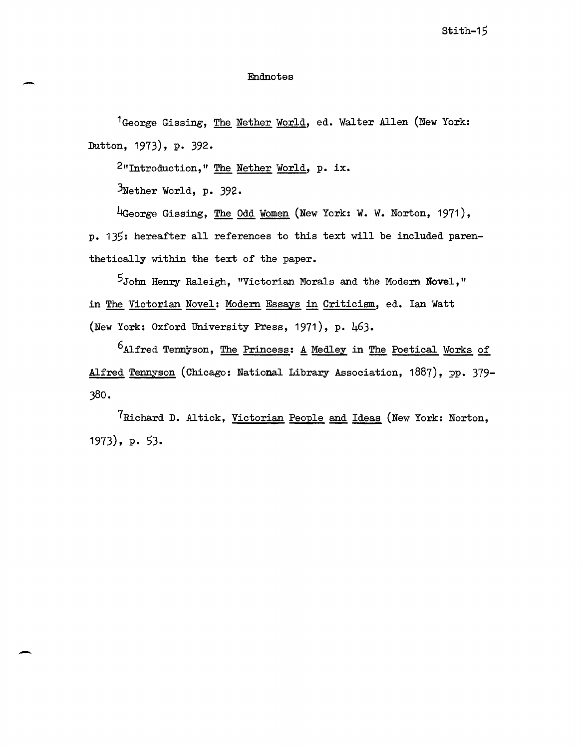# Endnotes

[1]George Gissing, _The Nether World_, ed. Walter Allen (New York: Dutton, 1973), p. 392.

[2]"Introduction," _The Nether World_, p. ix.

[3]Nether World, p. 392.

[4]George Gissing, _The Odd Women_ (New York: W. W. Norton, 1971), p. 135: hereafter all references to this text will be included parenthetically within the text of the paper.

[5]John Henry Raleigh, "Victorian Morals and the Modern Novel," in _The Victorian Novel: Modern Essays in Criticism_, ed. Ian Watt (New York: Oxford University Press, 1971), p. 463.

[6]Alfred Tennyson, _The Princess: A Medley_ in _The Poetical Works of Alfred Tennyson_ (Chicago: National Library Association, 1887), pp. 379-380.

[7]Richard D. Altick, _Victorian People and Ideas_ (New York: Norton, 1973), p. 53.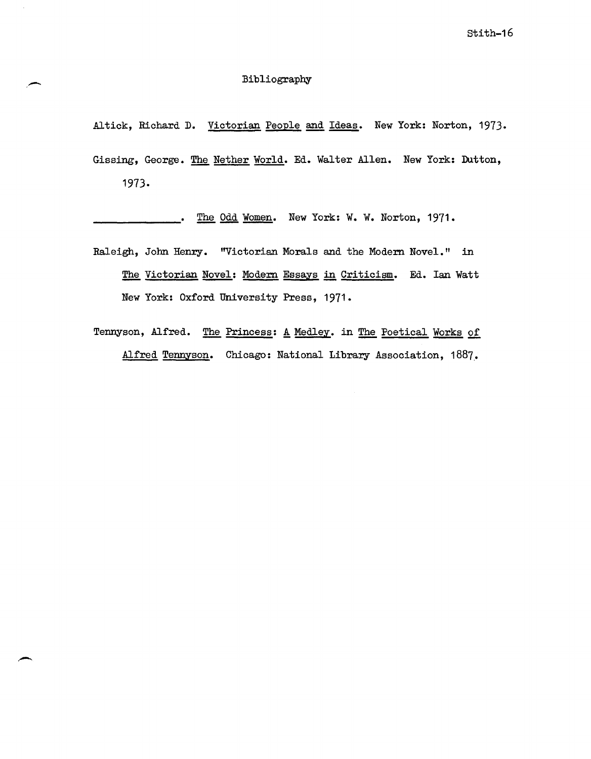# Bibliography

Altick, Richard D. Victorian People and Ideas. New York: Norton, 1973.

Gissing, George. The Nether World. Ed. Walter Allen. New York: Dutton, 1973.

\_\_\_\_\_\_\_\_\_\_\_\_\_\_. The Odd Women. New York: W. W. Norton, 1971.

Raleigh, John Henry. "Victorian Morals and the Modern Novel." in The Victorian Novel: Modern Essays in Criticism. Ed. Ian Watt New York: Oxford University Press, 1971.

Tennyson, Alfred. The Princess: A Medley. in The Poetical Works of Alfred Tennyson. Chicago: National Library Association, 1887.